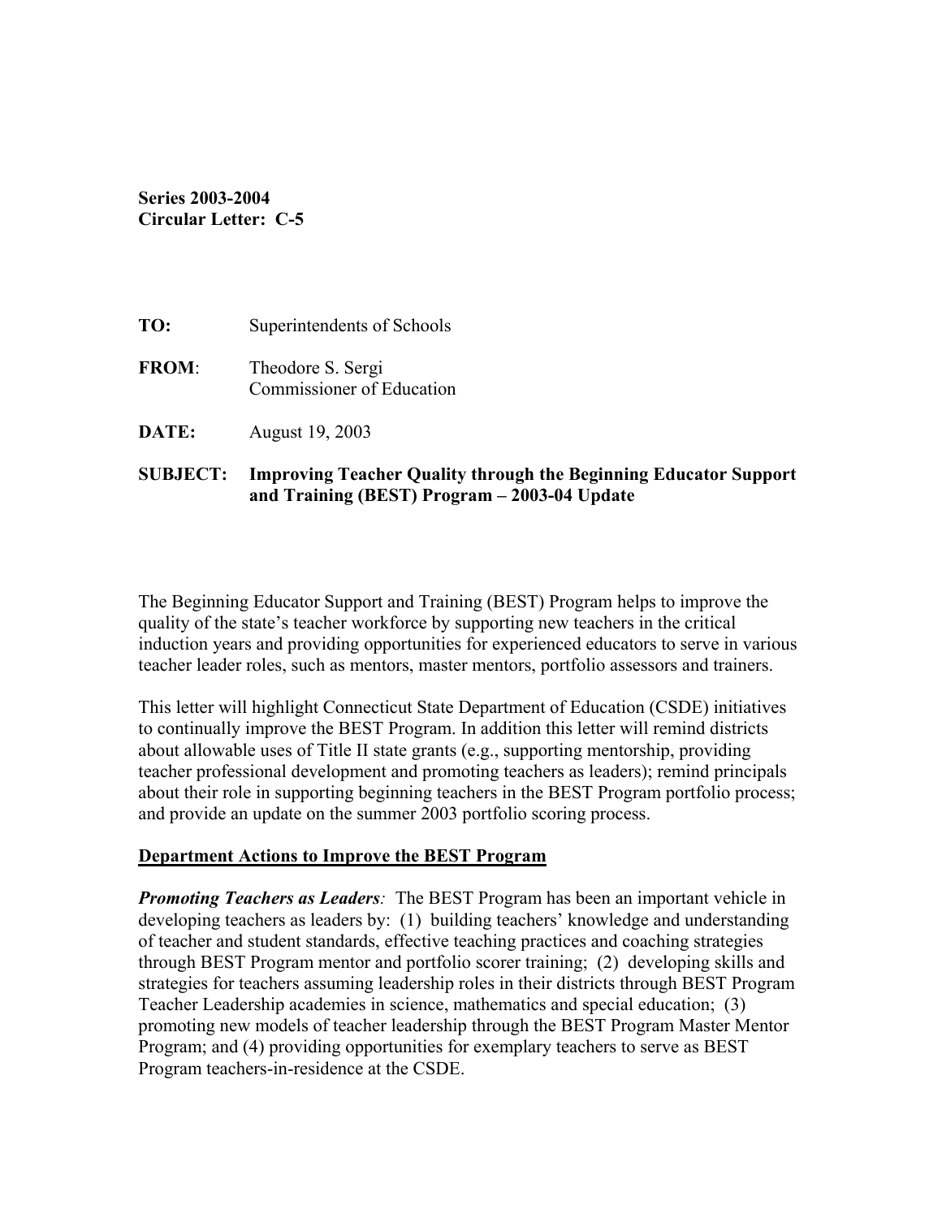**Series 2003-2004**
**Circular Letter: C-5**

**TO:** Superintendents of Schools

**FROM:** Theodore S. Sergi
Commissioner of Education

**DATE:** August 19, 2003

**SUBJECT: Improving Teacher Quality through the Beginning Educator Support and Training (BEST) Program – 2003-04 Update**

The Beginning Educator Support and Training (BEST) Program helps to improve the quality of the state's teacher workforce by supporting new teachers in the critical induction years and providing opportunities for experienced educators to serve in various teacher leader roles, such as mentors, master mentors, portfolio assessors and trainers.

This letter will highlight Connecticut State Department of Education (CSDE) initiatives to continually improve the BEST Program. In addition this letter will remind districts about allowable uses of Title II state grants (e.g., supporting mentorship, providing teacher professional development and promoting teachers as leaders); remind principals about their role in supporting beginning teachers in the BEST Program portfolio process; and provide an update on the summer 2003 portfolio scoring process.

## Department Actions to Improve the BEST Program

***Promoting Teachers as Leaders**:* The BEST Program has been an important vehicle in developing teachers as leaders by: (1) building teachers' knowledge and understanding of teacher and student standards, effective teaching practices and coaching strategies through BEST Program mentor and portfolio scorer training; (2) developing skills and strategies for teachers assuming leadership roles in their districts through BEST Program Teacher Leadership academies in science, mathematics and special education; (3) promoting new models of teacher leadership through the BEST Program Master Mentor Program; and (4) providing opportunities for exemplary teachers to serve as BEST Program teachers-in-residence at the CSDE.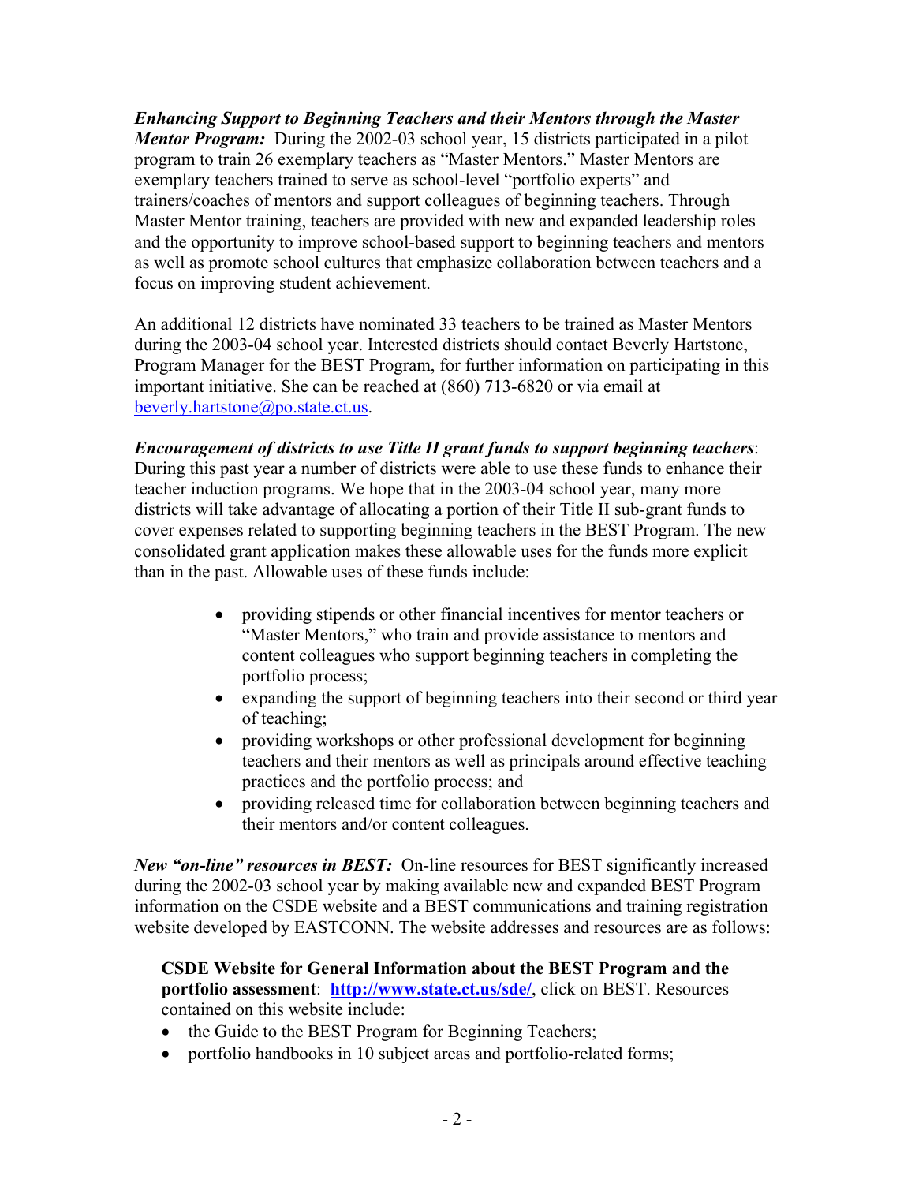***Enhancing Support to Beginning Teachers and their Mentors through the Master Mentor Program:*** During the 2002-03 school year, 15 districts participated in a pilot program to train 26 exemplary teachers as "Master Mentors." Master Mentors are exemplary teachers trained to serve as school-level "portfolio experts" and trainers/coaches of mentors and support colleagues of beginning teachers. Through Master Mentor training, teachers are provided with new and expanded leadership roles and the opportunity to improve school-based support to beginning teachers and mentors as well as promote school cultures that emphasize collaboration between teachers and a focus on improving student achievement.

An additional 12 districts have nominated 33 teachers to be trained as Master Mentors during the 2003-04 school year. Interested districts should contact Beverly Hartstone, Program Manager for the BEST Program, for further information on participating in this important initiative. She can be reached at (860) 713-6820 or via email at beverly.hartstone@po.state.ct.us.

***Encouragement of districts to use Title II grant funds to support beginning teachers***: During this past year a number of districts were able to use these funds to enhance their teacher induction programs. We hope that in the 2003-04 school year, many more districts will take advantage of allocating a portion of their Title II sub-grant funds to cover expenses related to supporting beginning teachers in the BEST Program. The new consolidated grant application makes these allowable uses for the funds more explicit than in the past. Allowable uses of these funds include:

- providing stipends or other financial incentives for mentor teachers or "Master Mentors," who train and provide assistance to mentors and content colleagues who support beginning teachers in completing the portfolio process;
- expanding the support of beginning teachers into their second or third year of teaching;
- providing workshops or other professional development for beginning teachers and their mentors as well as principals around effective teaching practices and the portfolio process; and
- providing released time for collaboration between beginning teachers and their mentors and/or content colleagues.

***New "on-line" resources in BEST:*** On-line resources for BEST significantly increased during the 2002-03 school year by making available new and expanded BEST Program information on the CSDE website and a BEST communications and training registration website developed by EASTCONN. The website addresses and resources are as follows:

**CSDE Website for General Information about the BEST Program and the portfolio assessment**: **http://www.state.ct.us/sde/**, click on BEST. Resources contained on this website include:

- the Guide to the BEST Program for Beginning Teachers;
- portfolio handbooks in 10 subject areas and portfolio-related forms;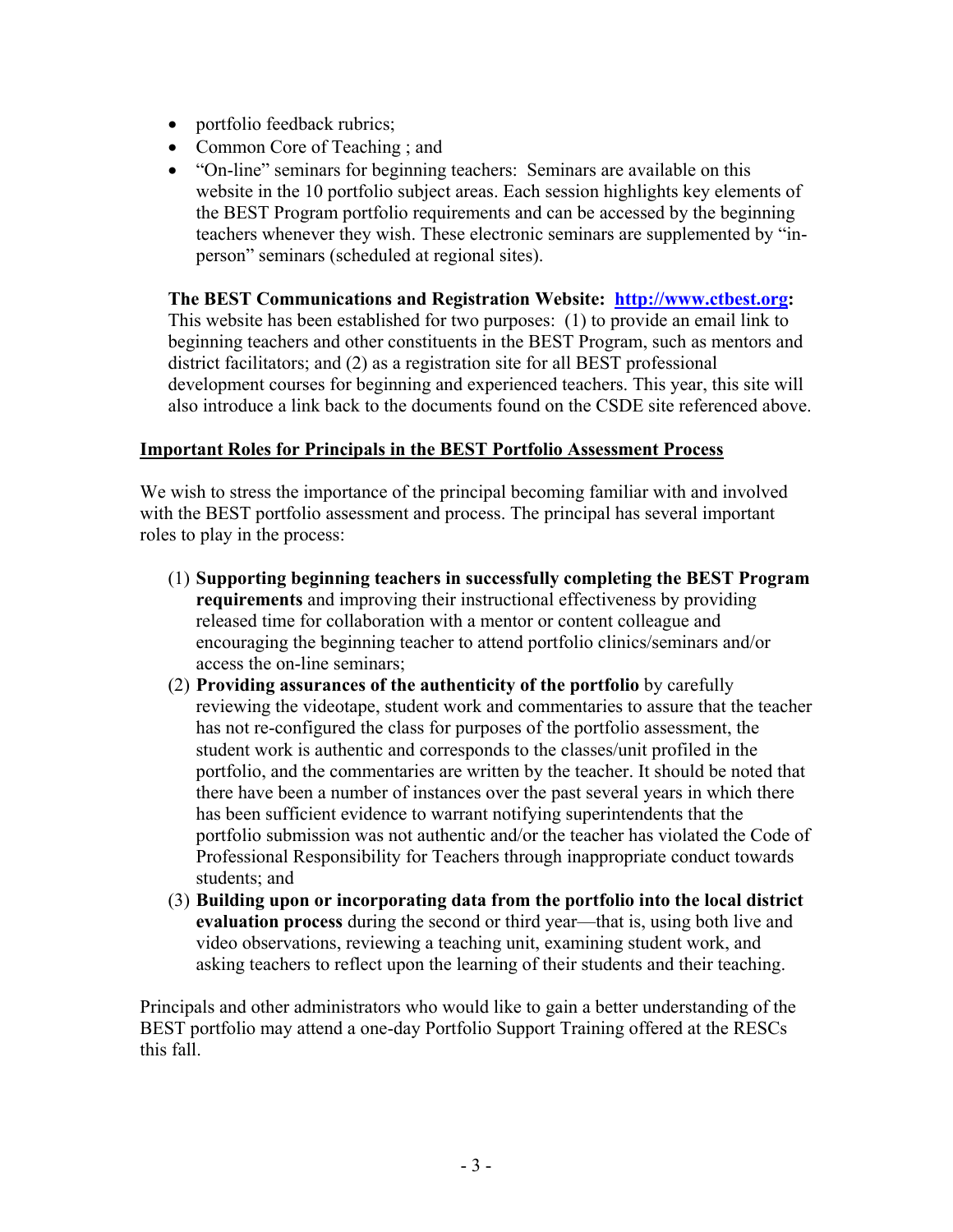- portfolio feedback rubrics;
- Common Core of Teaching ; and
- "On-line" seminars for beginning teachers: Seminars are available on this website in the 10 portfolio subject areas. Each session highlights key elements of the BEST Program portfolio requirements and can be accessed by the beginning teachers whenever they wish. These electronic seminars are supplemented by "in-person" seminars (scheduled at regional sites).

**The BEST Communications and Registration Website: [http://www.ctbest.org](http://www.ctbest.org):** This website has been established for two purposes: (1) to provide an email link to beginning teachers and other constituents in the BEST Program, such as mentors and district facilitators; and (2) as a registration site for all BEST professional development courses for beginning and experienced teachers. This year, this site will also introduce a link back to the documents found on the CSDE site referenced above.

**Important Roles for Principals in the BEST Portfolio Assessment Process**

We wish to stress the importance of the principal becoming familiar with and involved with the BEST portfolio assessment and process. The principal has several important roles to play in the process:

(1) **Supporting beginning teachers in successfully completing the BEST Program requirements** and improving their instructional effectiveness by providing released time for collaboration with a mentor or content colleague and encouraging the beginning teacher to attend portfolio clinics/seminars and/or access the on-line seminars;

(2) **Providing assurances of the authenticity of the portfolio** by carefully reviewing the videotape, student work and commentaries to assure that the teacher has not re-configured the class for purposes of the portfolio assessment, the student work is authentic and corresponds to the classes/unit profiled in the portfolio, and the commentaries are written by the teacher. It should be noted that there have been a number of instances over the past several years in which there has been sufficient evidence to warrant notifying superintendents that the portfolio submission was not authentic and/or the teacher has violated the Code of Professional Responsibility for Teachers through inappropriate conduct towards students; and

(3) **Building upon or incorporating data from the portfolio into the local district evaluation process** during the second or third year—that is, using both live and video observations, reviewing a teaching unit, examining student work, and asking teachers to reflect upon the learning of their students and their teaching.

Principals and other administrators who would like to gain a better understanding of the BEST portfolio may attend a one-day Portfolio Support Training offered at the RESCs this fall.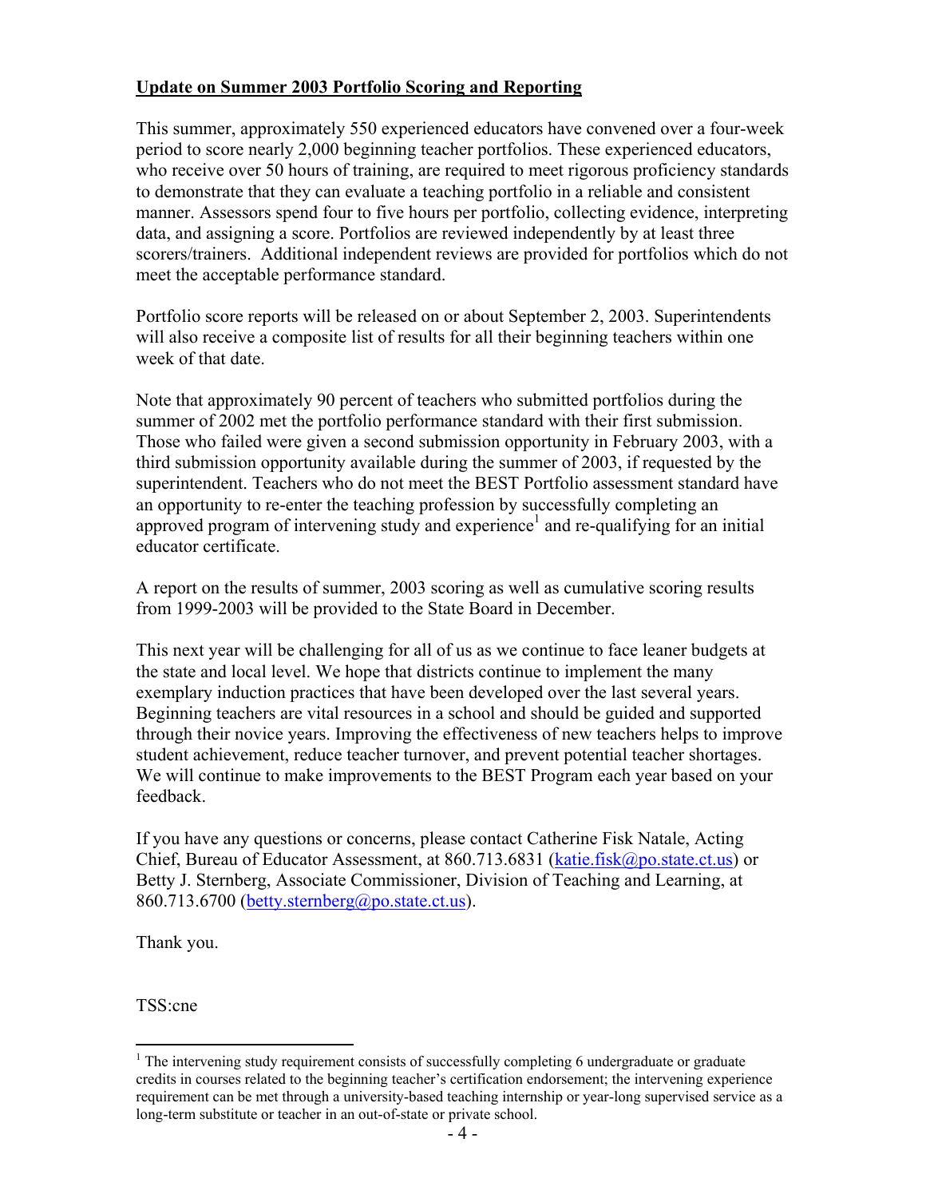**Update on Summer 2003 Portfolio Scoring and Reporting**

This summer, approximately 550 experienced educators have convened over a four-week period to score nearly 2,000 beginning teacher portfolios. These experienced educators, who receive over 50 hours of training, are required to meet rigorous proficiency standards to demonstrate that they can evaluate a teaching portfolio in a reliable and consistent manner. Assessors spend four to five hours per portfolio, collecting evidence, interpreting data, and assigning a score. Portfolios are reviewed independently by at least three scorers/trainers. Additional independent reviews are provided for portfolios which do not meet the acceptable performance standard.

Portfolio score reports will be released on or about September 2, 2003. Superintendents will also receive a composite list of results for all their beginning teachers within one week of that date.

Note that approximately 90 percent of teachers who submitted portfolios during the summer of 2002 met the portfolio performance standard with their first submission. Those who failed were given a second submission opportunity in February 2003, with a third submission opportunity available during the summer of 2003, if requested by the superintendent. Teachers who do not meet the BEST Portfolio assessment standard have an opportunity to re-enter the teaching profession by successfully completing an approved program of intervening study and experience[1] and re-qualifying for an initial educator certificate.

A report on the results of summer, 2003 scoring as well as cumulative scoring results from 1999-2003 will be provided to the State Board in December.

This next year will be challenging for all of us as we continue to face leaner budgets at the state and local level. We hope that districts continue to implement the many exemplary induction practices that have been developed over the last several years. Beginning teachers are vital resources in a school and should be guided and supported through their novice years. Improving the effectiveness of new teachers helps to improve student achievement, reduce teacher turnover, and prevent potential teacher shortages. We will continue to make improvements to the BEST Program each year based on your feedback.

If you have any questions or concerns, please contact Catherine Fisk Natale, Acting Chief, Bureau of Educator Assessment, at 860.713.6831 (katie.fisk@po.state.ct.us) or Betty J. Sternberg, Associate Commissioner, Division of Teaching and Learning, at 860.713.6700 (betty.sternberg@po.state.ct.us).

Thank you.

TSS:cne

---

[1] The intervening study requirement consists of successfully completing 6 undergraduate or graduate credits in courses related to the beginning teacher's certification endorsement; the intervening experience requirement can be met through a university-based teaching internship or year-long supervised service as a long-term substitute or teacher in an out-of-state or private school.